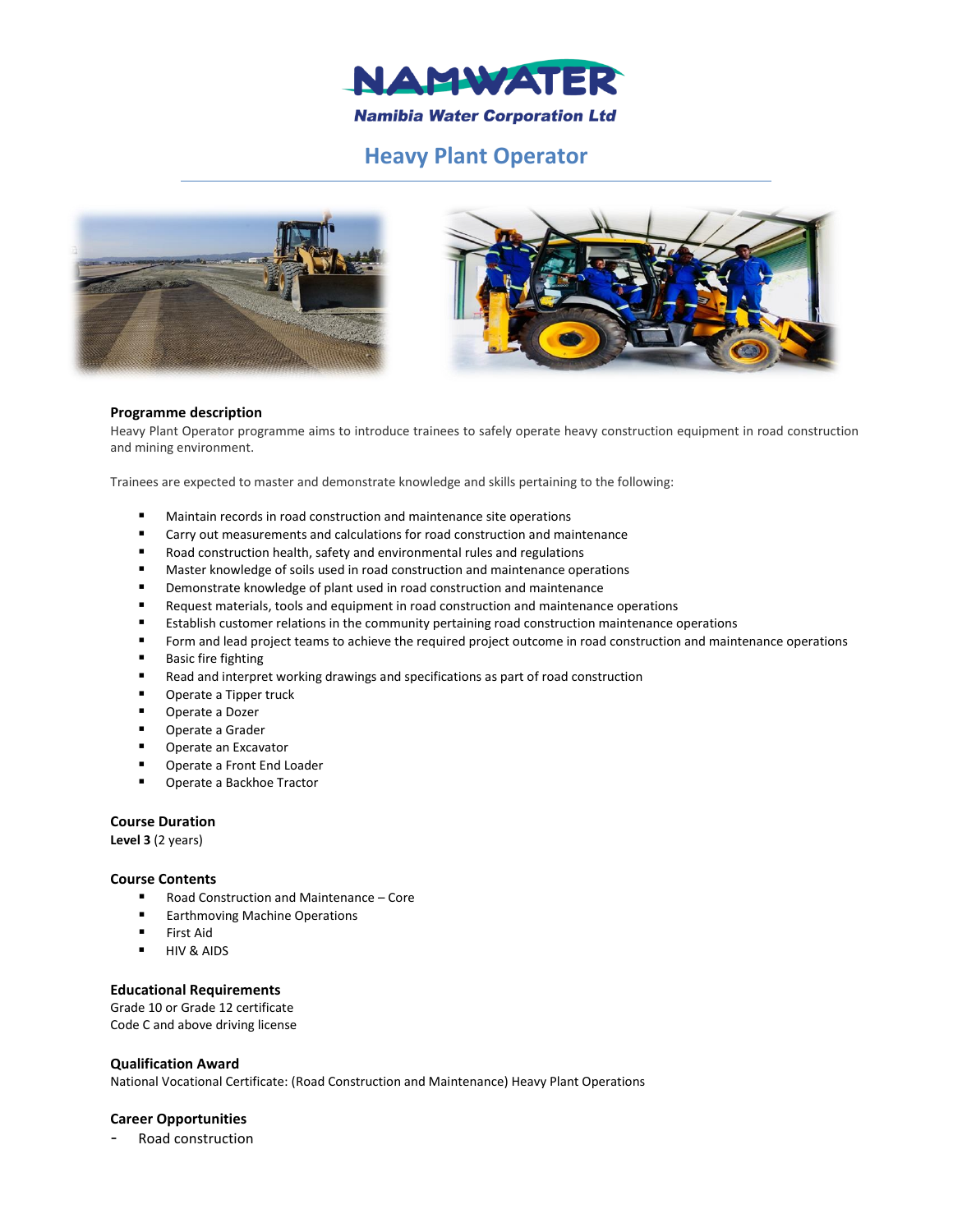NAMWATER

Namibia Water Corporation Ltd

# Heavy Plant Operator

### Programme description

Heavy Plant Operator programme aims to introduce trainees to safely operate heavy construction equipment in road construction and mining environment.

Trainees are expected to master and demonstrate knowledge and skills pertaining to the following:

- Maintain records in road construction and maintenance site operations
- Carry out measurements and calculations for road construction and maintenance
- Road construction health, safety and environmental rules and regulations
- Master knowledge of soils used in road construction and maintenance operations
- Demonstrate knowledge of plant used in road construction and maintenance
- Request materials, tools and equipment in road construction and maintenance operations
- Establish customer relations in the community pertaining road construction maintenance operations
- Form and lead project teams to achieve the required project outcome in road construction and maintenance operations
- Basic fire fighting
- Read and interpret working drawings and specifications as part of road construction
- Operate a Tipper truck
- Operate a Dozer
- Operate a Grader
- Operate an Excavator
- Operate a Front End Loader
- Operate a Backhoe Tractor

### Course Duration

**Level 3** (2 years)

### Course Contents

- Road Construction and Maintenance – Core
- Earthmoving Machine Operations
- First Aid
- HIV & AIDS

### Educational Requirements

Grade 10 or Grade 12 certificate

Code C and above driving license

### Qualification Award

National Vocational Certificate: (Road Construction and Maintenance) Heavy Plant Operations

### Career Opportunities

- Road construction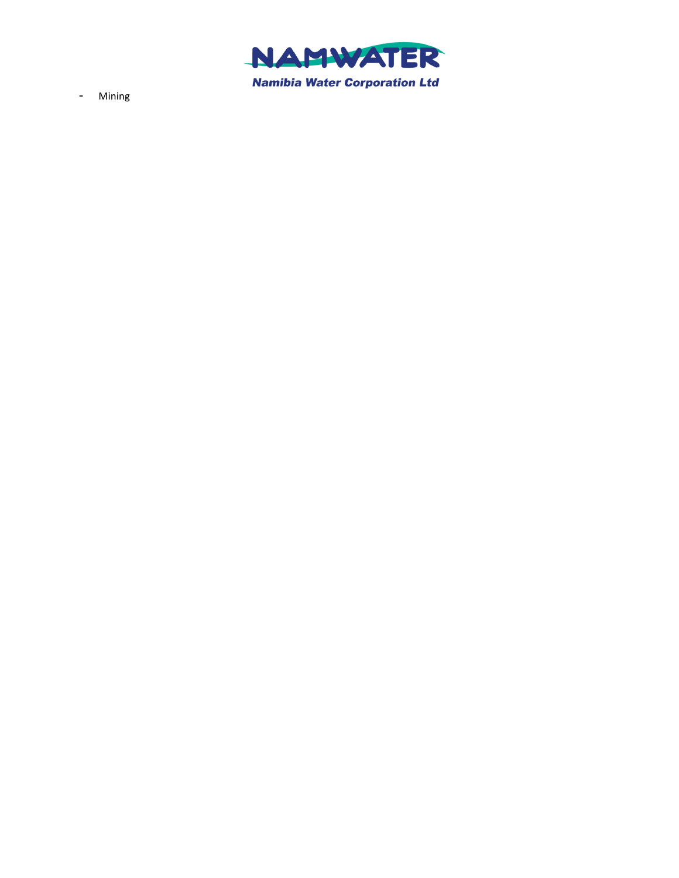- Mining